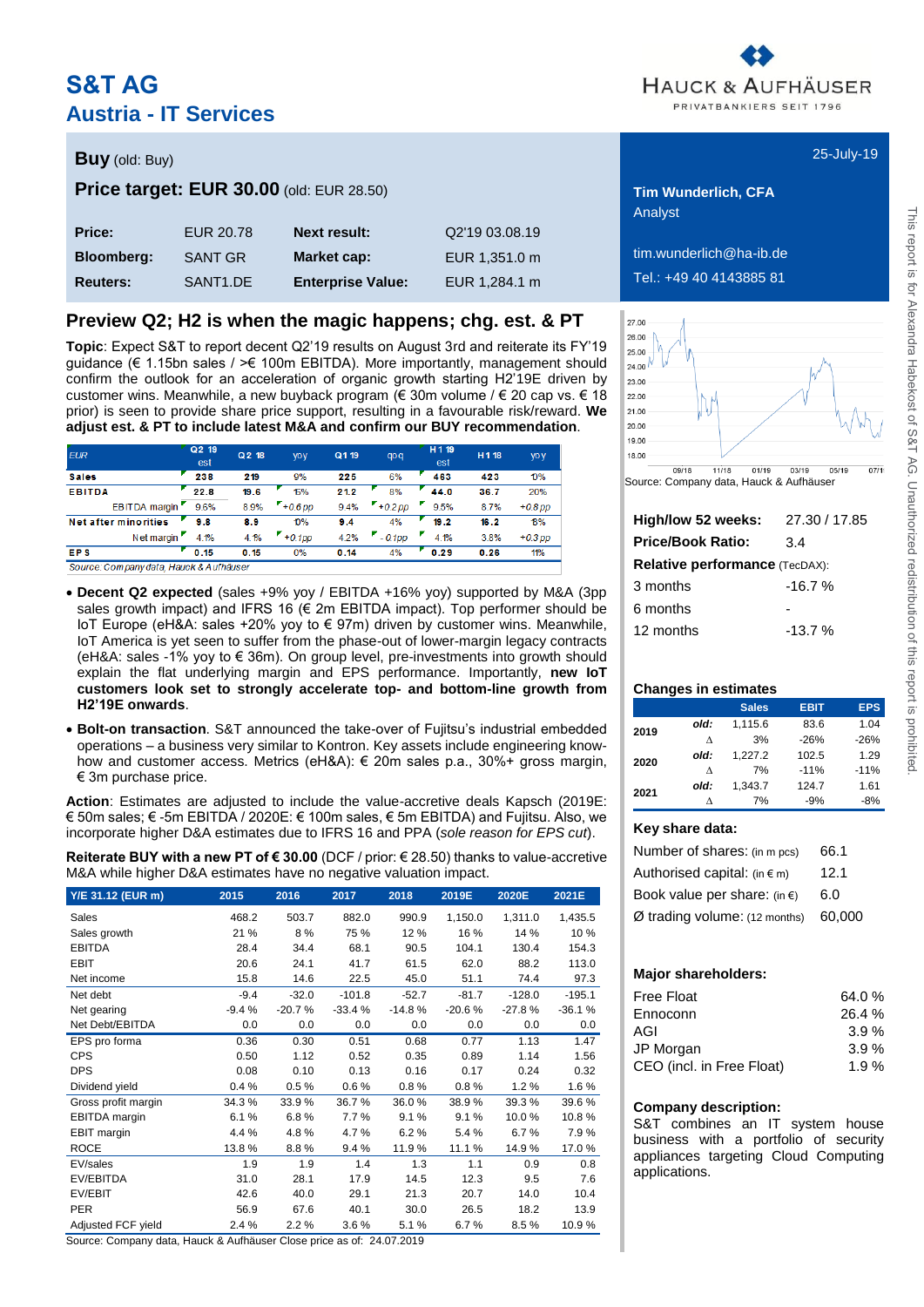# S&T AG

## Austria - IT Services

**Buy** (old: Buy)

**Price target: EUR 30.00** (old: EUR 28.50)

| | | | |
|---|---|---|---|
| **Price:** | EUR 20.78 | **Next result:** | Q2'19 03.08.19 |
| **Bloomberg:** | SANT GR | **Market cap:** | EUR 1,351.0 m |
| **Reuters:** | SANT1.DE | **Enterprise Value:** | EUR 1,284.1 m |

25-July-19

**Tim Wunderlich, CFA**
Analyst

tim.wunderlich@ha-ib.de
Tel.: +49 40 4143885 81

## Preview Q2; H2 is when the magic happens; chg. est. & PT

**Topic**: Expect S&T to report decent Q2'19 results on August 3rd and reiterate its FY'19 guidance (€ 1.15bn sales / >€ 100m EBITDA). More importantly, management should confirm the outlook for an acceleration of organic growth starting H2'19E driven by customer wins. Meanwhile, a new buyback program (€ 30m volume / € 20 cap vs. € 18 prior) is seen to provide share price support, resulting in a favourable risk/reward. **We adjust est. & PT to include latest M&A and confirm our BUY recommendation.**

| EUR | Q2 19 est | Q2 18 | yoy | Q1 19 | qoq | H1 19 est | H1 18 | yoy |
|---|---|---|---|---|---|---|---|---|
| **Sales** | 238 | 219 | 9% | 225 | 6% | 463 | 423 | 10% |
| **EBITDA** | 22.8 | 19.6 | 15% | 21.2 | 8% | 44.0 | 36.7 | 20% |
| EBITDA margin | 9.6% | 8.9% | +0.6 pp | 9.4% | +0.2 pp | 9.5% | 8.7% | +0.8 pp |
| **Net after minorities** | 9.8 | 8.9 | 10% | 9.4 | 4% | 19.2 | 16.2 | 18% |
| Net margin | 4.1% | 4.1% | +0.1 pp | 4.2% | -0.1 pp | 4.1% | 3.8% | +0.3 pp |
| **EPS** | 0.15 | 0.15 | 0% | 0.14 | 4% | 0.29 | 0.26 | 11% |

*Source: Company data, Hauck & Aufhäuser*

- **Decent Q2 expected** (sales +9% yoy / EBITDA +16% yoy) supported by M&A (3pp sales growth impact) and IFRS 16 (€ 2m EBITDA impact). Top performer should be IoT Europe (eH&A: sales +20% yoy to € 97m) driven by customer wins. Meanwhile, IoT America is yet seen to suffer from the phase-out of lower-margin legacy contracts (eH&A: sales -1% yoy to € 36m). On group level, pre-investments into growth should explain the flat underlying margin and EPS performance. Importantly, **new IoT customers look set to strongly accelerate top- and bottom-line growth from H2'19E onwards**.
- **Bolt-on transaction**. S&T announced the take-over of Fujitsu's industrial embedded operations – a business very similar to Kontron. Key assets include engineering know-how and customer access. Metrics (eH&A): € 20m sales p.a., 30%+ gross margin, € 3m purchase price.

**Action**: Estimates are adjusted to include the value-accretive deals Kapsch (2019E: € 50m sales; € -5m EBITDA / 2020E: € 100m sales, € 5m EBITDA) and Fujitsu. Also, we incorporate higher D&A estimates due to IFRS 16 and PPA (*sole reason for EPS cut*).

**Reiterate BUY with a new PT of € 30.00** (DCF / prior: € 28.50) thanks to value-accretive M&A while higher D&A estimates have no negative valuation impact.

| Y/E 31.12 (EUR m) | 2015 | 2016 | 2017 | 2018 | 2019E | 2020E | 2021E |
|---|---|---|---|---|---|---|---|
| Sales | 468.2 | 503.7 | 882.0 | 990.9 | 1,150.0 | 1,311.0 | 1,435.5 |
| Sales growth | 21 % | 8 % | 75 % | 12 % | 16 % | 14 % | 10 % |
| EBITDA | 28.4 | 34.4 | 68.1 | 90.5 | 104.1 | 130.4 | 154.3 |
| EBIT | 20.6 | 24.1 | 41.7 | 61.5 | 62.0 | 88.2 | 113.0 |
| Net income | 15.8 | 14.6 | 22.5 | 45.0 | 51.1 | 74.4 | 97.3 |
| Net debt | -9.4 | -32.0 | -101.8 | -52.7 | -81.7 | -128.0 | -195.1 |
| Net gearing | -9.4 % | -20.7 % | -33.4 % | -14.8 % | -20.6 % | -27.8 % | -36.1 % |
| Net Debt/EBITDA | 0.0 | 0.0 | 0.0 | 0.0 | 0.0 | 0.0 | 0.0 |
| EPS pro forma | 0.36 | 0.30 | 0.51 | 0.68 | 0.77 | 1.13 | 1.47 |
| CPS | 0.50 | 1.12 | 0.52 | 0.35 | 0.89 | 1.14 | 1.56 |
| DPS | 0.08 | 0.10 | 0.13 | 0.16 | 0.17 | 0.24 | 0.32 |
| Dividend yield | 0.4 % | 0.5 % | 0.6 % | 0.8 % | 0.8 % | 1.2 % | 1.6 % |
| Gross profit margin | 34.3 % | 33.9 % | 36.7 % | 36.0 % | 38.9 % | 39.3 % | 39.6 % |
| EBITDA margin | 6.1 % | 6.8 % | 7.7 % | 9.1 % | 9.1 % | 10.0 % | 10.8 % |
| EBIT margin | 4.4 % | 4.8 % | 4.7 % | 6.2 % | 5.4 % | 6.7 % | 7.9 % |
| ROCE | 13.8 % | 8.8 % | 9.4 % | 11.9 % | 11.1 % | 14.9 % | 17.0 % |
| EV/sales | 1.9 | 1.9 | 1.4 | 1.3 | 1.1 | 0.9 | 0.8 |
| EV/EBITDA | 31.0 | 28.1 | 17.9 | 14.5 | 12.3 | 9.5 | 7.6 |
| EV/EBIT | 42.6 | 40.0 | 29.1 | 21.3 | 20.7 | 14.0 | 10.4 |
| PER | 56.9 | 67.6 | 40.1 | 30.0 | 26.5 | 18.2 | 13.9 |
| Adjusted FCF yield | 2.4 % | 2.2 % | 3.6 % | 5.1 % | 6.7 % | 8.5 % | 10.9 % |

Source: Company data, Hauck & Aufhäuser Close price as of: 24.07.2019

Source: Company data, Hauck & Aufhäuser

| | |
|---|---|
| **High/low 52 weeks:** | 27.30 / 17.85 |
| **Price/Book Ratio:** | 3.4 |

**Relative performance** (TecDAX):

| | |
|---|---|
| 3 months | -16.7 % |
| 6 months | - |
| 12 months | -13.7 % |

**Changes in estimates**

| | | Sales | EBIT | EPS |
|---|---|---|---|---|
| **2019** | *old:* | 1,115.6 | 83.6 | 1.04 |
| | Δ | 3% | -26% | -26% |
| **2020** | *old:* | 1,227.2 | 102.5 | 1.29 |
| | Δ | 7% | -11% | -11% |
| **2021** | *old:* | 1,343.7 | 124.7 | 1.61 |
| | Δ | 7% | -9% | -8% |

**Key share data:**

| | |
|---|---|
| Number of shares: (in m pcs) | 66.1 |
| Authorised capital: (in € m) | 12.1 |
| Book value per share: (in €) | 6.0 |
| Ø trading volume: (12 months) | 60,000 |

**Major shareholders:**

| | |
|---|---|
| Free Float | 64.0 % |
| Ennoconn | 26.4 % |
| AGI | 3.9 % |
| JP Morgan | 3.9 % |
| CEO (incl. in Free Float) | 1.9 % |

**Company description:**

S&T combines an IT system house business with a portfolio of security appliances targeting Cloud Computing applications.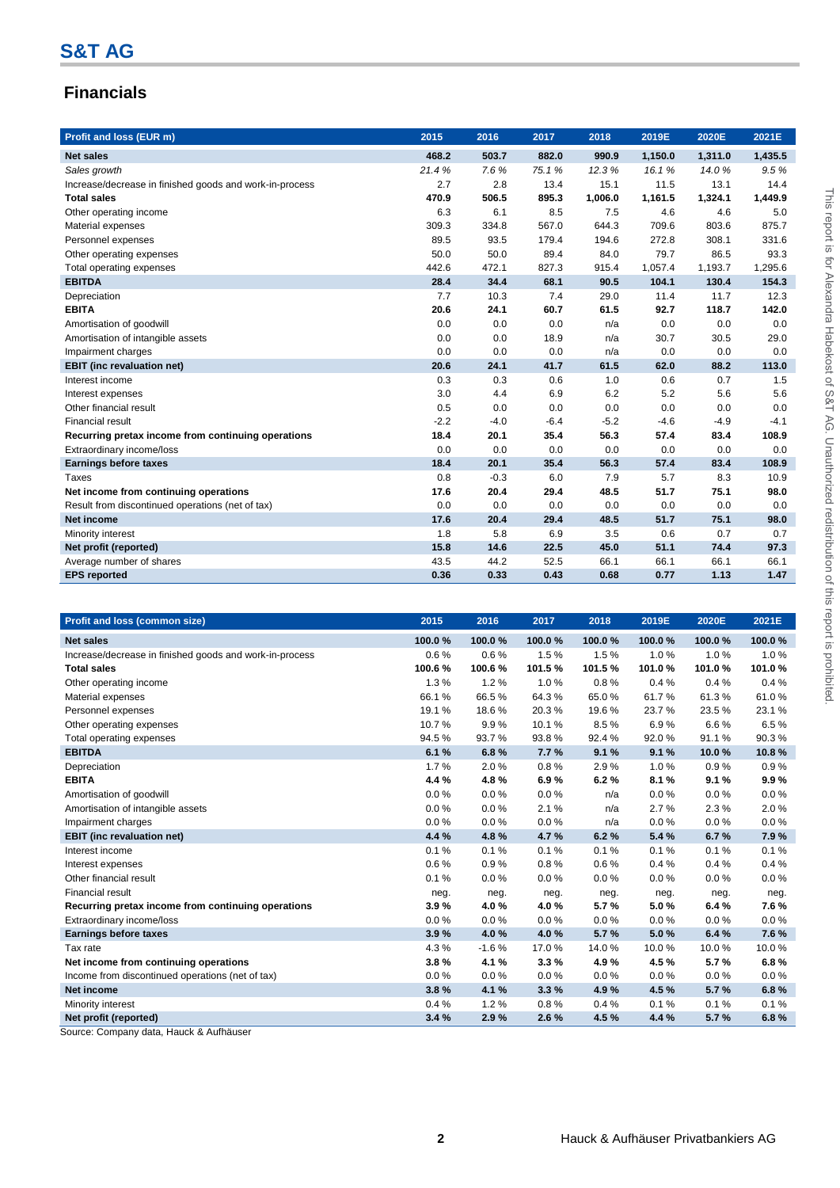# S&T AG

## Financials

| Profit and loss (EUR m) | 2015 | 2016 | 2017 | 2018 | 2019E | 2020E | 2021E |
|---|---|---|---|---|---|---|---|
| **Net sales** | **468.2** | **503.7** | **882.0** | **990.9** | **1,150.0** | **1,311.0** | **1,435.5** |
| *Sales growth* | *21.4 %* | *7.6 %* | *75.1 %* | *12.3 %* | *16.1 %* | *14.0 %* | *9.5 %* |
| Increase/decrease in finished goods and work-in-process | 2.7 | 2.8 | 13.4 | 15.1 | 11.5 | 13.1 | 14.4 |
| **Total sales** | **470.9** | **506.5** | **895.3** | **1,006.0** | **1,161.5** | **1,324.1** | **1,449.9** |
| Other operating income | 6.3 | 6.1 | 8.5 | 7.5 | 4.6 | 4.6 | 5.0 |
| Material expenses | 309.3 | 334.8 | 567.0 | 644.3 | 709.6 | 803.6 | 875.7 |
| Personnel expenses | 89.5 | 93.5 | 179.4 | 194.6 | 272.8 | 308.1 | 331.6 |
| Other operating expenses | 50.0 | 50.0 | 89.4 | 84.0 | 79.7 | 86.5 | 93.3 |
| Total operating expenses | 442.6 | 472.1 | 827.3 | 915.4 | 1,057.4 | 1,193.7 | 1,295.6 |
| **EBITDA** | **28.4** | **34.4** | **68.1** | **90.5** | **104.1** | **130.4** | **154.3** |
| Depreciation | 7.7 | 10.3 | 7.4 | 29.0 | 11.4 | 11.7 | 12.3 |
| **EBITA** | **20.6** | **24.1** | **60.7** | **61.5** | **92.7** | **118.7** | **142.0** |
| Amortisation of goodwill | 0.0 | 0.0 | 0.0 | n/a | 0.0 | 0.0 | 0.0 |
| Amortisation of intangible assets | 0.0 | 0.0 | 18.9 | n/a | 30.7 | 30.5 | 29.0 |
| Impairment charges | 0.0 | 0.0 | 0.0 | n/a | 0.0 | 0.0 | 0.0 |
| **EBIT (inc revaluation net)** | **20.6** | **24.1** | **41.7** | **61.5** | **62.0** | **88.2** | **113.0** |
| Interest income | 0.3 | 0.3 | 0.6 | 1.0 | 0.6 | 0.7 | 1.5 |
| Interest expenses | 3.0 | 4.4 | 6.9 | 6.2 | 5.2 | 5.6 | 5.6 |
| Other financial result | 0.5 | 0.0 | 0.0 | 0.0 | 0.0 | 0.0 | 0.0 |
| Financial result | -2.2 | -4.0 | -6.4 | -5.2 | -4.6 | -4.9 | -4.1 |
| **Recurring pretax income from continuing operations** | **18.4** | **20.1** | **35.4** | **56.3** | **57.4** | **83.4** | **108.9** |
| Extraordinary income/loss | 0.0 | 0.0 | 0.0 | 0.0 | 0.0 | 0.0 | 0.0 |
| **Earnings before taxes** | **18.4** | **20.1** | **35.4** | **56.3** | **57.4** | **83.4** | **108.9** |
| Taxes | 0.8 | -0.3 | 6.0 | 7.9 | 5.7 | 8.3 | 10.9 |
| **Net income from continuing operations** | **17.6** | **20.4** | **29.4** | **48.5** | **51.7** | **75.1** | **98.0** |
| Result from discontinued operations (net of tax) | 0.0 | 0.0 | 0.0 | 0.0 | 0.0 | 0.0 | 0.0 |
| **Net income** | **17.6** | **20.4** | **29.4** | **48.5** | **51.7** | **75.1** | **98.0** |
| Minority interest | 1.8 | 5.8 | 6.9 | 3.5 | 0.6 | 0.7 | 0.7 |
| **Net profit (reported)** | **15.8** | **14.6** | **22.5** | **45.0** | **51.1** | **74.4** | **97.3** |
| Average number of shares | 43.5 | 44.2 | 52.5 | 66.1 | 66.1 | 66.1 | 66.1 |
| **EPS reported** | **0.36** | **0.33** | **0.43** | **0.68** | **0.77** | **1.13** | **1.47** |

| Profit and loss (common size) | 2015 | 2016 | 2017 | 2018 | 2019E | 2020E | 2021E |
|---|---|---|---|---|---|---|---|
| **Net sales** | **100.0 %** | **100.0 %** | **100.0 %** | **100.0 %** | **100.0 %** | **100.0 %** | **100.0 %** |
| Increase/decrease in finished goods and work-in-process | 0.6 % | 0.6 % | 1.5 % | 1.5 % | 1.0 % | 1.0 % | 1.0 % |
| **Total sales** | **100.6 %** | **100.6 %** | **101.5 %** | **101.5 %** | **101.0 %** | **101.0 %** | **101.0 %** |
| Other operating income | 1.3 % | 1.2 % | 1.0 % | 0.8 % | 0.4 % | 0.4 % | 0.4 % |
| Material expenses | 66.1 % | 66.5 % | 64.3 % | 65.0 % | 61.7 % | 61.3 % | 61.0 % |
| Personnel expenses | 19.1 % | 18.6 % | 20.3 % | 19.6 % | 23.7 % | 23.5 % | 23.1 % |
| Other operating expenses | 10.7 % | 9.9 % | 10.1 % | 8.5 % | 6.9 % | 6.6 % | 6.5 % |
| Total operating expenses | 94.5 % | 93.7 % | 93.8 % | 92.4 % | 92.0 % | 91.1 % | 90.3 % |
| **EBITDA** | **6.1 %** | **6.8 %** | **7.7 %** | **9.1 %** | **9.1 %** | **10.0 %** | **10.8 %** |
| Depreciation | 1.7 % | 2.0 % | 0.8 % | 2.9 % | 1.0 % | 0.9 % | 0.9 % |
| **EBITA** | **4.4 %** | **4.8 %** | **6.9 %** | **6.2 %** | **8.1 %** | **9.1 %** | **9.9 %** |
| Amortisation of goodwill | 0.0 % | 0.0 % | 0.0 % | n/a | 0.0 % | 0.0 % | 0.0 % |
| Amortisation of intangible assets | 0.0 % | 0.0 % | 2.1 % | n/a | 2.7 % | 2.3 % | 2.0 % |
| Impairment charges | 0.0 % | 0.0 % | 0.0 % | n/a | 0.0 % | 0.0 % | 0.0 % |
| **EBIT (inc revaluation net)** | **4.4 %** | **4.8 %** | **4.7 %** | **6.2 %** | **5.4 %** | **6.7 %** | **7.9 %** |
| Interest income | 0.1 % | 0.1 % | 0.1 % | 0.1 % | 0.1 % | 0.1 % | 0.1 % |
| Interest expenses | 0.6 % | 0.9 % | 0.8 % | 0.6 % | 0.4 % | 0.4 % | 0.4 % |
| Other financial result | 0.1 % | 0.0 % | 0.0 % | 0.0 % | 0.0 % | 0.0 % | 0.0 % |
| Financial result | neg. | neg. | neg. | neg. | neg. | neg. | neg. |
| **Recurring pretax income from continuing operations** | **3.9 %** | **4.0 %** | **4.0 %** | **5.7 %** | **5.0 %** | **6.4 %** | **7.6 %** |
| Extraordinary income/loss | 0.0 % | 0.0 % | 0.0 % | 0.0 % | 0.0 % | 0.0 % | 0.0 % |
| **Earnings before taxes** | **3.9 %** | **4.0 %** | **4.0 %** | **5.7 %** | **5.0 %** | **6.4 %** | **7.6 %** |
| Tax rate | 4.3 % | -1.6 % | 17.0 % | 14.0 % | 10.0 % | 10.0 % | 10.0 % |
| **Net income from continuing operations** | **3.8 %** | **4.1 %** | **3.3 %** | **4.9 %** | **4.5 %** | **5.7 %** | **6.8 %** |
| Income from discontinued operations (net of tax) | 0.0 % | 0.0 % | 0.0 % | 0.0 % | 0.0 % | 0.0 % | 0.0 % |
| **Net income** | **3.8 %** | **4.1 %** | **3.3 %** | **4.9 %** | **4.5 %** | **5.7 %** | **6.8 %** |
| Minority interest | 0.4 % | 1.2 % | 0.8 % | 0.4 % | 0.1 % | 0.1 % | 0.1 % |
| **Net profit (reported)** | **3.4 %** | **2.9 %** | **2.6 %** | **4.5 %** | **4.4 %** | **5.7 %** | **6.8 %** |

Source: Company data, Hauck & Aufhäuser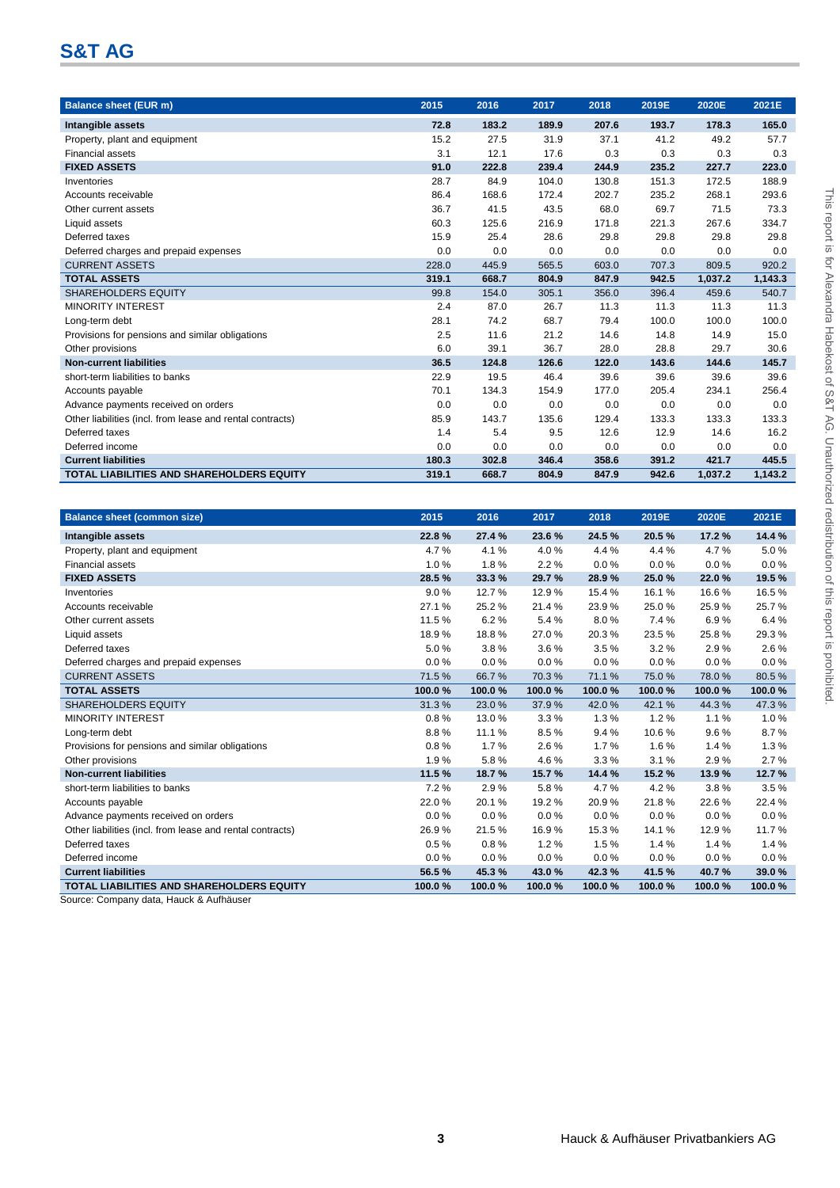# S&T AG

| Balance sheet (EUR m) | 2015 | 2016 | 2017 | 2018 | 2019E | 2020E | 2021E |
|---|---|---|---|---|---|---|---|
| **Intangible assets** | **72.8** | **183.2** | **189.9** | **207.6** | **193.7** | **178.3** | **165.0** |
| Property, plant and equipment | 15.2 | 27.5 | 31.9 | 37.1 | 41.2 | 49.2 | 57.7 |
| Financial assets | 3.1 | 12.1 | 17.6 | 0.3 | 0.3 | 0.3 | 0.3 |
| **FIXED ASSETS** | **91.0** | **222.8** | **239.4** | **244.9** | **235.2** | **227.7** | **223.0** |
| Inventories | 28.7 | 84.9 | 104.0 | 130.8 | 151.3 | 172.5 | 188.9 |
| Accounts receivable | 86.4 | 168.6 | 172.4 | 202.7 | 235.2 | 268.1 | 293.6 |
| Other current assets | 36.7 | 41.5 | 43.5 | 68.0 | 69.7 | 71.5 | 73.3 |
| Liquid assets | 60.3 | 125.6 | 216.9 | 171.8 | 221.3 | 267.6 | 334.7 |
| Deferred taxes | 15.9 | 25.4 | 28.6 | 29.8 | 29.8 | 29.8 | 29.8 |
| Deferred charges and prepaid expenses | 0.0 | 0.0 | 0.0 | 0.0 | 0.0 | 0.0 | 0.0 |
| CURRENT ASSETS | 228.0 | 445.9 | 565.5 | 603.0 | 707.3 | 809.5 | 920.2 |
| **TOTAL ASSETS** | **319.1** | **668.7** | **804.9** | **847.9** | **942.5** | **1,037.2** | **1,143.3** |
| SHAREHOLDERS EQUITY | 99.8 | 154.0 | 305.1 | 356.0 | 396.4 | 459.6 | 540.7 |
| MINORITY INTEREST | 2.4 | 87.0 | 26.7 | 11.3 | 11.3 | 11.3 | 11.3 |
| Long-term debt | 28.1 | 74.2 | 68.7 | 79.4 | 100.0 | 100.0 | 100.0 |
| Provisions for pensions and similar obligations | 2.5 | 11.6 | 21.2 | 14.6 | 14.8 | 14.9 | 15.0 |
| Other provisions | 6.0 | 39.1 | 36.7 | 28.0 | 28.8 | 29.7 | 30.6 |
| **Non-current liabilities** | **36.5** | **124.8** | **126.6** | **122.0** | **143.6** | **144.6** | **145.7** |
| short-term liabilities to banks | 22.9 | 19.5 | 46.4 | 39.6 | 39.6 | 39.6 | 39.6 |
| Accounts payable | 70.1 | 134.3 | 154.9 | 177.0 | 205.4 | 234.1 | 256.4 |
| Advance payments received on orders | 0.0 | 0.0 | 0.0 | 0.0 | 0.0 | 0.0 | 0.0 |
| Other liabilities (incl. from lease and rental contracts) | 85.9 | 143.7 | 135.6 | 129.4 | 133.3 | 133.3 | 133.3 |
| Deferred taxes | 1.4 | 5.4 | 9.5 | 12.6 | 12.9 | 14.6 | 16.2 |
| Deferred income | 0.0 | 0.0 | 0.0 | 0.0 | 0.0 | 0.0 | 0.0 |
| **Current liabilities** | **180.3** | **302.8** | **346.4** | **358.6** | **391.2** | **421.7** | **445.5** |
| **TOTAL LIABILITIES AND SHAREHOLDERS EQUITY** | **319.1** | **668.7** | **804.9** | **847.9** | **942.6** | **1,037.2** | **1,143.2** |

| Balance sheet (common size) | 2015 | 2016 | 2017 | 2018 | 2019E | 2020E | 2021E |
|---|---|---|---|---|---|---|---|
| **Intangible assets** | **22.8 %** | **27.4 %** | **23.6 %** | **24.5 %** | **20.5 %** | **17.2 %** | **14.4 %** |
| Property, plant and equipment | 4.7 % | 4.1 % | 4.0 % | 4.4 % | 4.4 % | 4.7 % | 5.0 % |
| Financial assets | 1.0 % | 1.8 % | 2.2 % | 0.0 % | 0.0 % | 0.0 % | 0.0 % |
| **FIXED ASSETS** | **28.5 %** | **33.3 %** | **29.7 %** | **28.9 %** | **25.0 %** | **22.0 %** | **19.5 %** |
| Inventories | 9.0 % | 12.7 % | 12.9 % | 15.4 % | 16.1 % | 16.6 % | 16.5 % |
| Accounts receivable | 27.1 % | 25.2 % | 21.4 % | 23.9 % | 25.0 % | 25.9 % | 25.7 % |
| Other current assets | 11.5 % | 6.2 % | 5.4 % | 8.0 % | 7.4 % | 6.9 % | 6.4 % |
| Liquid assets | 18.9 % | 18.8 % | 27.0 % | 20.3 % | 23.5 % | 25.8 % | 29.3 % |
| Deferred taxes | 5.0 % | 3.8 % | 3.6 % | 3.5 % | 3.2 % | 2.9 % | 2.6 % |
| Deferred charges and prepaid expenses | 0.0 % | 0.0 % | 0.0 % | 0.0 % | 0.0 % | 0.0 % | 0.0 % |
| CURRENT ASSETS | 71.5 % | 66.7 % | 70.3 % | 71.1 % | 75.0 % | 78.0 % | 80.5 % |
| **TOTAL ASSETS** | **100.0 %** | **100.0 %** | **100.0 %** | **100.0 %** | **100.0 %** | **100.0 %** | **100.0 %** |
| SHAREHOLDERS EQUITY | 31.3 % | 23.0 % | 37.9 % | 42.0 % | 42.1 % | 44.3 % | 47.3 % |
| MINORITY INTEREST | 0.8 % | 13.0 % | 3.3 % | 1.3 % | 1.2 % | 1.1 % | 1.0 % |
| Long-term debt | 8.8 % | 11.1 % | 8.5 % | 9.4 % | 10.6 % | 9.6 % | 8.7 % |
| Provisions for pensions and similar obligations | 0.8 % | 1.7 % | 2.6 % | 1.7 % | 1.6 % | 1.4 % | 1.3 % |
| Other provisions | 1.9 % | 5.8 % | 4.6 % | 3.3 % | 3.1 % | 2.9 % | 2.7 % |
| **Non-current liabilities** | **11.5 %** | **18.7 %** | **15.7 %** | **14.4 %** | **15.2 %** | **13.9 %** | **12.7 %** |
| short-term liabilities to banks | 7.2 % | 2.9 % | 5.8 % | 4.7 % | 4.2 % | 3.8 % | 3.5 % |
| Accounts payable | 22.0 % | 20.1 % | 19.2 % | 20.9 % | 21.8 % | 22.6 % | 22.4 % |
| Advance payments received on orders | 0.0 % | 0.0 % | 0.0 % | 0.0 % | 0.0 % | 0.0 % | 0.0 % |
| Other liabilities (incl. from lease and rental contracts) | 26.9 % | 21.5 % | 16.9 % | 15.3 % | 14.1 % | 12.9 % | 11.7 % |
| Deferred taxes | 0.5 % | 0.8 % | 1.2 % | 1.5 % | 1.4 % | 1.4 % | 1.4 % |
| Deferred income | 0.0 % | 0.0 % | 0.0 % | 0.0 % | 0.0 % | 0.0 % | 0.0 % |
| **Current liabilities** | **56.5 %** | **45.3 %** | **43.0 %** | **42.3 %** | **41.5 %** | **40.7 %** | **39.0 %** |
| **TOTAL LIABILITIES AND SHAREHOLDERS EQUITY** | **100.0 %** | **100.0 %** | **100.0 %** | **100.0 %** | **100.0 %** | **100.0 %** | **100.0 %** |

Source: Company data, Hauck & Aufhäuser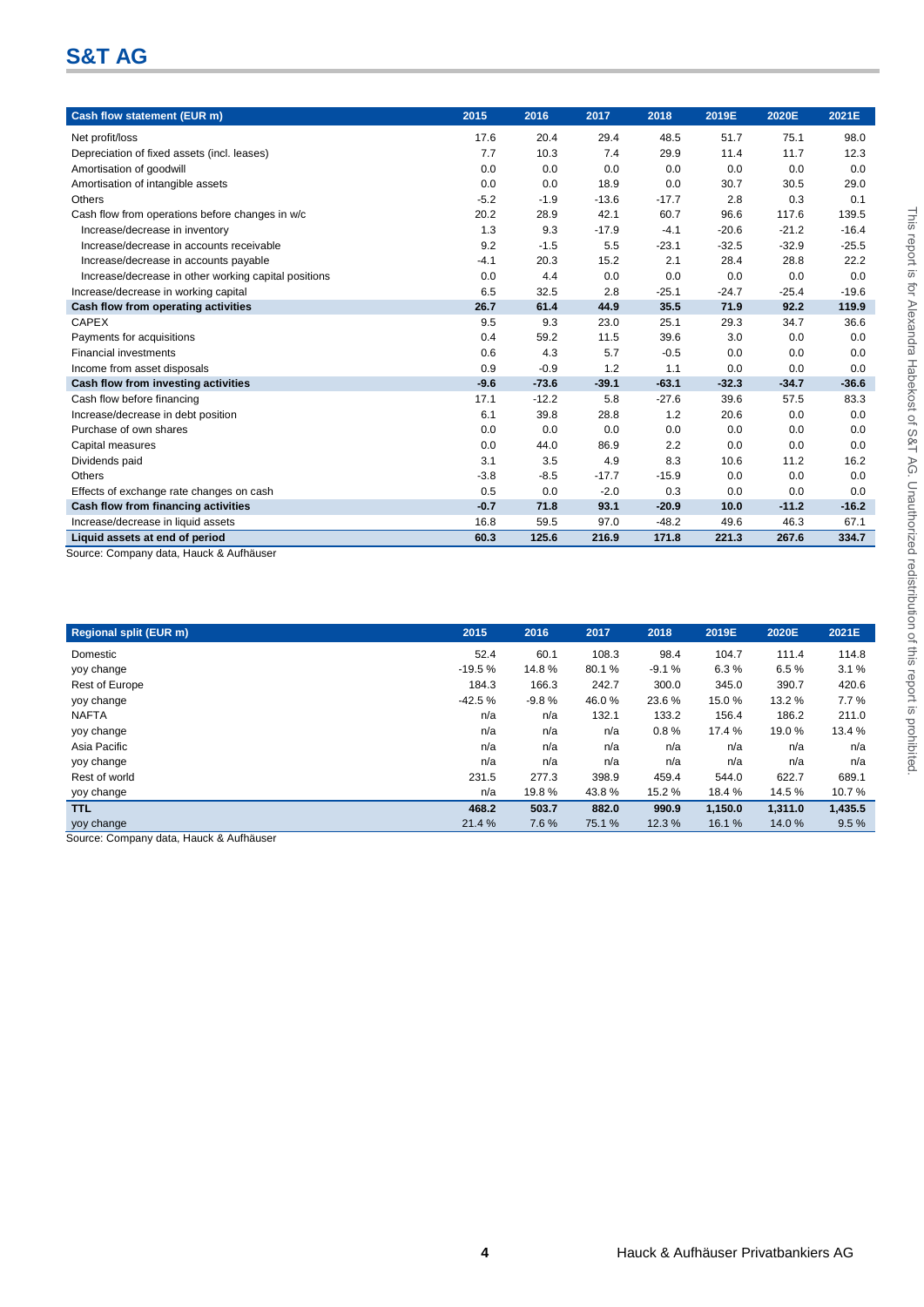| Cash flow statement (EUR m) | 2015 | 2016 | 2017 | 2018 | 2019E | 2020E | 2021E |
|---|---|---|---|---|---|---|---|
| Net profit/loss | 17.6 | 20.4 | 29.4 | 48.5 | 51.7 | 75.1 | 98.0 |
| Depreciation of fixed assets (incl. leases) | 7.7 | 10.3 | 7.4 | 29.9 | 11.4 | 11.7 | 12.3 |
| Amortisation of goodwill | 0.0 | 0.0 | 0.0 | 0.0 | 0.0 | 0.0 | 0.0 |
| Amortisation of intangible assets | 0.0 | 0.0 | 18.9 | 0.0 | 30.7 | 30.5 | 29.0 |
| Others | -5.2 | -1.9 | -13.6 | -17.7 | 2.8 | 0.3 | 0.1 |
| Cash flow from operations before changes in w/c | 20.2 | 28.9 | 42.1 | 60.7 | 96.6 | 117.6 | 139.5 |
| Increase/decrease in inventory | 1.3 | 9.3 | -17.9 | -4.1 | -20.6 | -21.2 | -16.4 |
| Increase/decrease in accounts receivable | 9.2 | -1.5 | 5.5 | -23.1 | -32.5 | -32.9 | -25.5 |
| Increase/decrease in accounts payable | -4.1 | 20.3 | 15.2 | 2.1 | 28.4 | 28.8 | 22.2 |
| Increase/decrease in other working capital positions | 0.0 | 4.4 | 0.0 | 0.0 | 0.0 | 0.0 | 0.0 |
| Increase/decrease in working capital | 6.5 | 32.5 | 2.8 | -25.1 | -24.7 | -25.4 | -19.6 |
| **Cash flow from operating activities** | **26.7** | **61.4** | **44.9** | **35.5** | **71.9** | **92.2** | **119.9** |
| CAPEX | 9.5 | 9.3 | 23.0 | 25.1 | 29.3 | 34.7 | 36.6 |
| Payments for acquisitions | 0.4 | 59.2 | 11.5 | 39.6 | 3.0 | 0.0 | 0.0 |
| Financial investments | 0.6 | 4.3 | 5.7 | -0.5 | 0.0 | 0.0 | 0.0 |
| Income from asset disposals | 0.9 | -0.9 | 1.2 | 1.1 | 0.0 | 0.0 | 0.0 |
| **Cash flow from investing activities** | **-9.6** | **-73.6** | **-39.1** | **-63.1** | **-32.3** | **-34.7** | **-36.6** |
| Cash flow before financing | 17.1 | -12.2 | 5.8 | -27.6 | 39.6 | 57.5 | 83.3 |
| Increase/decrease in debt position | 6.1 | 39.8 | 28.8 | 1.2 | 20.6 | 0.0 | 0.0 |
| Purchase of own shares | 0.0 | 0.0 | 0.0 | 0.0 | 0.0 | 0.0 | 0.0 |
| Capital measures | 0.0 | 44.0 | 86.9 | 2.2 | 0.0 | 0.0 | 0.0 |
| Dividends paid | 3.1 | 3.5 | 4.9 | 8.3 | 10.6 | 11.2 | 16.2 |
| Others | -3.8 | -8.5 | -17.7 | -15.9 | 0.0 | 0.0 | 0.0 |
| Effects of exchange rate changes on cash | 0.5 | 0.0 | -2.0 | 0.3 | 0.0 | 0.0 | 0.0 |
| **Cash flow from financing activities** | **-0.7** | **71.8** | **93.1** | **-20.9** | **10.0** | **-11.2** | **-16.2** |
| Increase/decrease in liquid assets | 16.8 | 59.5 | 97.0 | -48.2 | 49.6 | 46.3 | 67.1 |
| **Liquid assets at end of period** | **60.3** | **125.6** | **216.9** | **171.8** | **221.3** | **267.6** | **334.7** |

Source: Company data, Hauck & Aufhäuser

| Regional split (EUR m) | 2015 | 2016 | 2017 | 2018 | 2019E | 2020E | 2021E |
|---|---|---|---|---|---|---|---|
| Domestic | 52.4 | 60.1 | 108.3 | 98.4 | 104.7 | 111.4 | 114.8 |
| yoy change | -19.5 % | 14.8 % | 80.1 % | -9.1 % | 6.3 % | 6.5 % | 3.1 % |
| Rest of Europe | 184.3 | 166.3 | 242.7 | 300.0 | 345.0 | 390.7 | 420.6 |
| yoy change | -42.5 % | -9.8 % | 46.0 % | 23.6 % | 15.0 % | 13.2 % | 7.7 % |
| NAFTA | n/a | n/a | 132.1 | 133.2 | 156.4 | 186.2 | 211.0 |
| yoy change | n/a | n/a | n/a | 0.8 % | 17.4 % | 19.0 % | 13.4 % |
| Asia Pacific | n/a | n/a | n/a | n/a | n/a | n/a | n/a |
| yoy change | n/a | n/a | n/a | n/a | n/a | n/a | n/a |
| Rest of world | 231.5 | 277.3 | 398.9 | 459.4 | 544.0 | 622.7 | 689.1 |
| yoy change | n/a | 19.8 % | 43.8 % | 15.2 % | 18.4 % | 14.5 % | 10.7 % |
| **TTL** | **468.2** | **503.7** | **882.0** | **990.9** | **1,150.0** | **1,311.0** | **1,435.5** |
| yoy change | 21.4 % | 7.6 % | 75.1 % | 12.3 % | 16.1 % | 14.0 % | 9.5 % |

Source: Company data, Hauck & Aufhäuser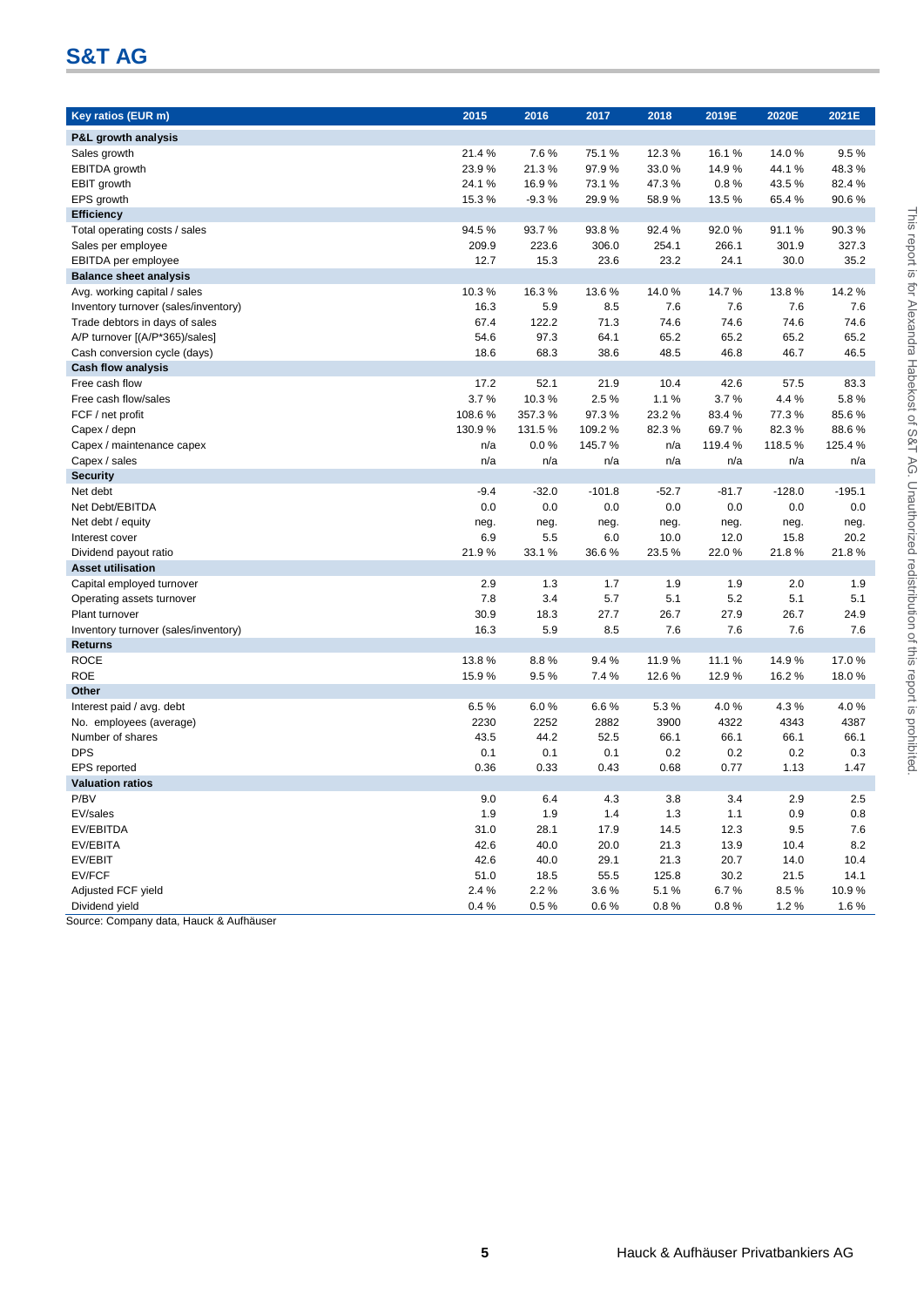## S&T AG

| Key ratios (EUR m) | 2015 | 2016 | 2017 | 2018 | 2019E | 2020E | 2021E |
|---|---|---|---|---|---|---|---|
| **P&L growth analysis** | | | | | | | |
| Sales growth | 21.4 % | 7.6 % | 75.1 % | 12.3 % | 16.1 % | 14.0 % | 9.5 % |
| EBITDA growth | 23.9 % | 21.3 % | 97.9 % | 33.0 % | 14.9 % | 44.1 % | 48.3 % |
| EBIT growth | 24.1 % | 16.9 % | 73.1 % | 47.3 % | 0.8 % | 43.5 % | 82.4 % |
| EPS growth | 15.3 % | -9.3 % | 29.9 % | 58.9 % | 13.5 % | 65.4 % | 90.6 % |
| **Efficiency** | | | | | | | |
| Total operating costs / sales | 94.5 % | 93.7 % | 93.8 % | 92.4 % | 92.0 % | 91.1 % | 90.3 % |
| Sales per employee | 209.9 | 223.6 | 306.0 | 254.1 | 266.1 | 301.9 | 327.3 |
| EBITDA per employee | 12.7 | 15.3 | 23.6 | 23.2 | 24.1 | 30.0 | 35.2 |
| **Balance sheet analysis** | | | | | | | |
| Avg. working capital / sales | 10.3 % | 16.3 % | 13.6 % | 14.0 % | 14.7 % | 13.8 % | 14.2 % |
| Inventory turnover (sales/inventory) | 16.3 | 5.9 | 8.5 | 7.6 | 7.6 | 7.6 | 7.6 |
| Trade debtors in days of sales | 67.4 | 122.2 | 71.3 | 74.6 | 74.6 | 74.6 | 74.6 |
| A/P turnover [(A/P*365)/sales] | 54.6 | 97.3 | 64.1 | 65.2 | 65.2 | 65.2 | 65.2 |
| Cash conversion cycle (days) | 18.6 | 68.3 | 38.6 | 48.5 | 46.8 | 46.7 | 46.5 |
| **Cash flow analysis** | | | | | | | |
| Free cash flow | 17.2 | 52.1 | 21.9 | 10.4 | 42.6 | 57.5 | 83.3 |
| Free cash flow/sales | 3.7 % | 10.3 % | 2.5 % | 1.1 % | 3.7 % | 4.4 % | 5.8 % |
| FCF / net profit | 108.6 % | 357.3 % | 97.3 % | 23.2 % | 83.4 % | 77.3 % | 85.6 % |
| Capex / depn | 130.9 % | 131.5 % | 109.2 % | 82.3 % | 69.7 % | 82.3 % | 88.6 % |
| Capex / maintenance capex | n/a | 0.0 % | 145.7 % | n/a | 119.4 % | 118.5 % | 125.4 % |
| Capex / sales | n/a | n/a | n/a | n/a | n/a | n/a | n/a |
| **Security** | | | | | | | |
| Net debt | -9.4 | -32.0 | -101.8 | -52.7 | -81.7 | -128.0 | -195.1 |
| Net Debt/EBITDA | 0.0 | 0.0 | 0.0 | 0.0 | 0.0 | 0.0 | 0.0 |
| Net debt / equity | neg. | neg. | neg. | neg. | neg. | neg. | neg. |
| Interest cover | 6.9 | 5.5 | 6.0 | 10.0 | 12.0 | 15.8 | 20.2 |
| Dividend payout ratio | 21.9 % | 33.1 % | 36.6 % | 23.5 % | 22.0 % | 21.8 % | 21.8 % |
| **Asset utilisation** | | | | | | | |
| Capital employed turnover | 2.9 | 1.3 | 1.7 | 1.9 | 1.9 | 2.0 | 1.9 |
| Operating assets turnover | 7.8 | 3.4 | 5.7 | 5.1 | 5.2 | 5.1 | 5.1 |
| Plant turnover | 30.9 | 18.3 | 27.7 | 26.7 | 27.9 | 26.7 | 24.9 |
| Inventory turnover (sales/inventory) | 16.3 | 5.9 | 8.5 | 7.6 | 7.6 | 7.6 | 7.6 |
| **Returns** | | | | | | | |
| ROCE | 13.8 % | 8.8 % | 9.4 % | 11.9 % | 11.1 % | 14.9 % | 17.0 % |
| ROE | 15.9 % | 9.5 % | 7.4 % | 12.6 % | 12.9 % | 16.2 % | 18.0 % |
| **Other** | | | | | | | |
| Interest paid / avg. debt | 6.5 % | 6.0 % | 6.6 % | 5.3 % | 4.0 % | 4.3 % | 4.0 % |
| No. employees (average) | 2230 | 2252 | 2882 | 3900 | 4322 | 4343 | 4387 |
| Number of shares | 43.5 | 44.2 | 52.5 | 66.1 | 66.1 | 66.1 | 66.1 |
| DPS | 0.1 | 0.1 | 0.1 | 0.2 | 0.2 | 0.2 | 0.3 |
| EPS reported | 0.36 | 0.33 | 0.43 | 0.68 | 0.77 | 1.13 | 1.47 |
| **Valuation ratios** | | | | | | | |
| P/BV | 9.0 | 6.4 | 4.3 | 3.8 | 3.4 | 2.9 | 2.5 |
| EV/sales | 1.9 | 1.9 | 1.4 | 1.3 | 1.1 | 0.9 | 0.8 |
| EV/EBITDA | 31.0 | 28.1 | 17.9 | 14.5 | 12.3 | 9.5 | 7.6 |
| EV/EBITA | 42.6 | 40.0 | 20.0 | 21.3 | 13.9 | 10.4 | 8.2 |
| EV/EBIT | 42.6 | 40.0 | 29.1 | 21.3 | 20.7 | 14.0 | 10.4 |
| EV/FCF | 51.0 | 18.5 | 55.5 | 125.8 | 30.2 | 21.5 | 14.1 |
| Adjusted FCF yield | 2.4 % | 2.2 % | 3.6 % | 5.1 % | 6.7 % | 8.5 % | 10.9 % |
| Dividend yield | 0.4 % | 0.5 % | 0.6 % | 0.8 % | 0.8 % | 1.2 % | 1.6 % |

Source: Company data, Hauck & Aufhäuser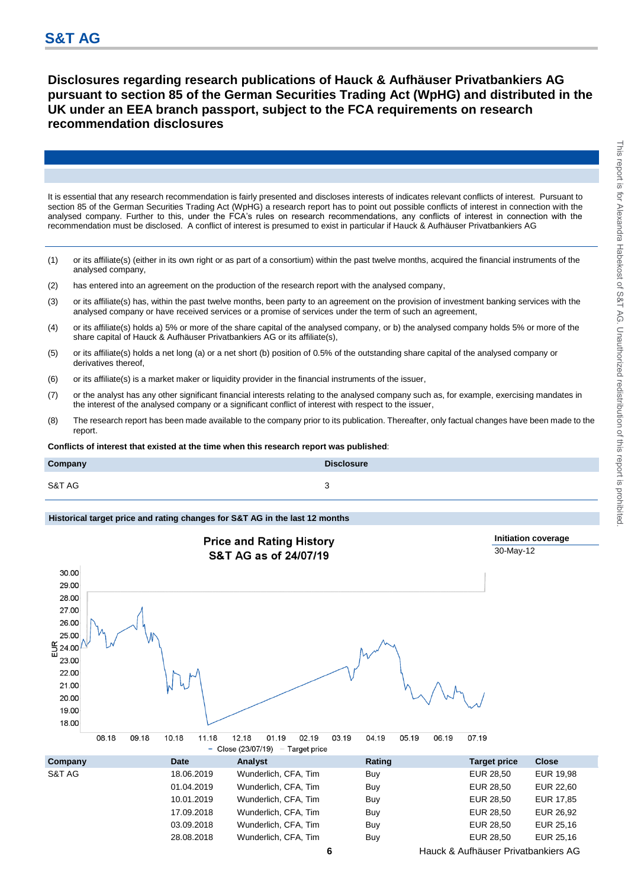# Disclosures regarding research publications of Hauck & Aufhäuser Privatbankiers AG pursuant to section 85 of the German Securities Trading Act (WpHG) and distributed in the UK under an EEA branch passport, subject to the FCA requirements on research recommendation disclosures

It is essential that any research recommendation is fairly presented and discloses interests of indicates relevant conflicts of interest. Pursuant to section 85 of the German Securities Trading Act (WpHG) a research report has to point out possible conflicts of interest in connection with the analysed company. Further to this, under the FCA's rules on research recommendations, any conflicts of interest in connection with the recommendation must be disclosed. A conflict of interest is presumed to exist in particular if Hauck & Aufhäuser Privatbankiers AG

(1) or its affiliate(s) (either in its own right or as part of a consortium) within the past twelve months, acquired the financial instruments of the analysed company,

(2) has entered into an agreement on the production of the research report with the analysed company,

(3) or its affiliate(s) has, within the past twelve months, been party to an agreement on the provision of investment banking services with the analysed company or have received services or a promise of services under the term of such an agreement,

(4) or its affiliate(s) holds a) 5% or more of the share capital of the analysed company, or b) the analysed company holds 5% or more of the share capital of Hauck & Aufhäuser Privatbankiers AG or its affiliate(s),

(5) or its affiliate(s) holds a net long (a) or a net short (b) position of 0.5% of the outstanding share capital of the analysed company or derivatives thereof,

(6) or its affiliate(s) is a market maker or liquidity provider in the financial instruments of the issuer,

(7) or the analyst has any other significant financial interests relating to the analysed company such as, for example, exercising mandates in the interest of the analysed company or a significant conflict of interest with respect to the issuer,

(8) The research report has been made available to the company prior to its publication. Thereafter, only factual changes have been made to the report.

**Conflicts of interest that existed at the time when this research report was published**:

| Company | Disclosure |
|---|---|
| S&T AG | 3 |

**Historical target price and rating changes for S&T AG in the last 12 months**

**Price and Rating History**
**S&T AG as of 24/07/19**

| Initiation coverage |
|---|
| 30-May-12 |

| Company | Date | Analyst | Rating | Target price | Close |
|---|---|---|---|---|---|
| S&T AG | 18.06.2019 | Wunderlich, CFA, Tim | Buy | EUR 28,50 | EUR 19,98 |
| | 01.04.2019 | Wunderlich, CFA, Tim | Buy | EUR 28,50 | EUR 22,60 |
| | 10.01.2019 | Wunderlich, CFA, Tim | Buy | EUR 28,50 | EUR 17,85 |
| | 17.09.2018 | Wunderlich, CFA, Tim | Buy | EUR 28,50 | EUR 26,92 |
| | 03.09.2018 | Wunderlich, CFA, Tim | Buy | EUR 28,50 | EUR 25,16 |
| | 28.08.2018 | Wunderlich, CFA, Tim | Buy | EUR 28,50 | EUR 25,16 |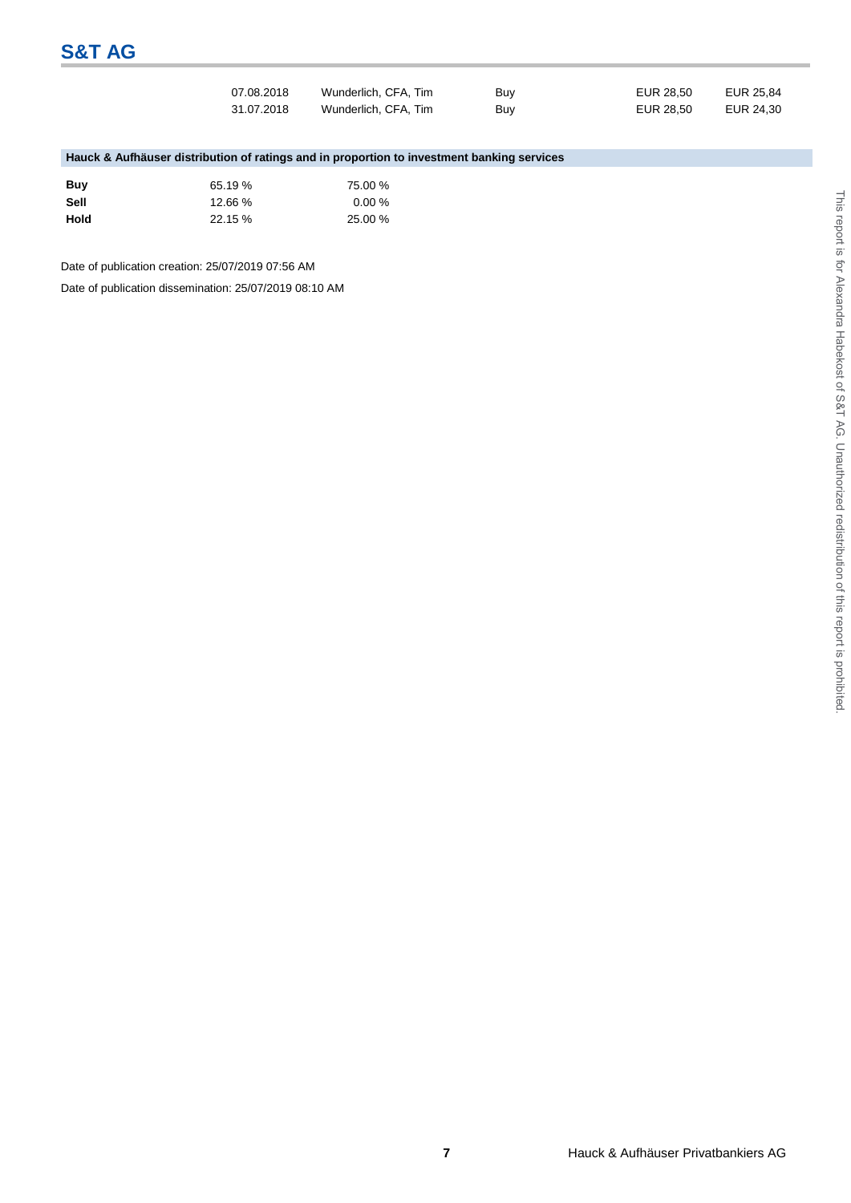| | | | | |
|---|---|---|---|---|
| 07.08.2018 | Wunderlich, CFA, Tim | Buy | EUR 28,50 | EUR 25,84 |
| 31.07.2018 | Wunderlich, CFA, Tim | Buy | EUR 28,50 | EUR 24,30 |

**Hauck & Aufhäuser distribution of ratings and in proportion to investment banking services**

| | | |
|---|---|---|
| **Buy** | 65.19 % | 75.00 % |
| **Sell** | 12.66 % | 0.00 % |
| **Hold** | 22.15 % | 25.00 % |

Date of publication creation: 25/07/2019 07:56 AM

Date of publication dissemination: 25/07/2019 08:10 AM

This report is for Alexandra Habekost of S&T AG. Unauthorized redistribution of this report is prohibited.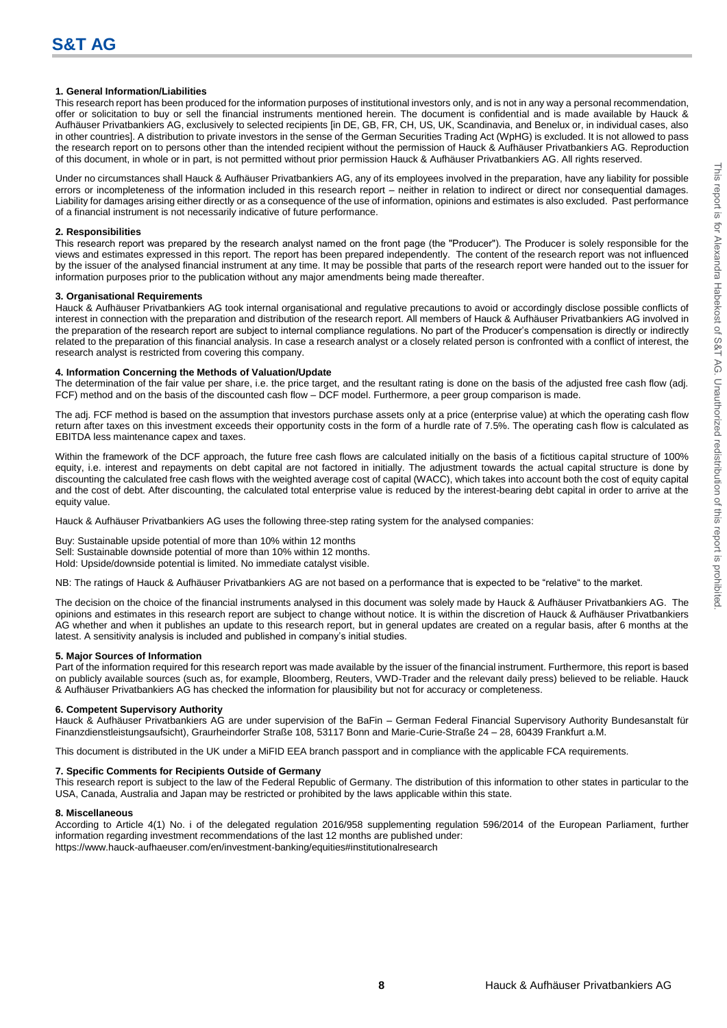# S&T AG

### 1. General Information/Liabilities

This research report has been produced for the information purposes of institutional investors only, and is not in any way a personal recommendation, offer or solicitation to buy or sell the financial instruments mentioned herein. The document is confidential and is made available by Hauck & Aufhäuser Privatbankiers AG, exclusively to selected recipients [in DE, GB, FR, CH, US, UK, Scandinavia, and Benelux or, in individual cases, also in other countries]. A distribution to private investors in the sense of the German Securities Trading Act (WpHG) is excluded. It is not allowed to pass the research report on to persons other than the intended recipient without the permission of Hauck & Aufhäuser Privatbankiers AG. Reproduction of this document, in whole or in part, is not permitted without prior permission Hauck & Aufhäuser Privatbankiers AG. All rights reserved.

Under no circumstances shall Hauck & Aufhäuser Privatbankiers AG, any of its employees involved in the preparation, have any liability for possible errors or incompleteness of the information included in this research report – neither in relation to indirect or direct nor consequential damages. Liability for damages arising either directly or as a consequence of the use of information, opinions and estimates is also excluded. Past performance of a financial instrument is not necessarily indicative of future performance.

### 2. Responsibilities

This research report was prepared by the research analyst named on the front page (the "Producer"). The Producer is solely responsible for the views and estimates expressed in this report. The report has been prepared independently. The content of the research report was not influenced by the issuer of the analysed financial instrument at any time. It may be possible that parts of the research report were handed out to the issuer for information purposes prior to the publication without any major amendments being made thereafter.

### 3. Organisational Requirements

Hauck & Aufhäuser Privatbankiers AG took internal organisational and regulative precautions to avoid or accordingly disclose possible conflicts of interest in connection with the preparation and distribution of the research report. All members of Hauck & Aufhäuser Privatbankiers AG involved in the preparation of the research report are subject to internal compliance regulations. No part of the Producer's compensation is directly or indirectly related to the preparation of this financial analysis. In case a research analyst or a closely related person is confronted with a conflict of interest, the research analyst is restricted from covering this company.

### 4. Information Concerning the Methods of Valuation/Update

The determination of the fair value per share, i.e. the price target, and the resultant rating is done on the basis of the adjusted free cash flow (adj. FCF) method and on the basis of the discounted cash flow – DCF model. Furthermore, a peer group comparison is made.

The adj. FCF method is based on the assumption that investors purchase assets only at a price (enterprise value) at which the operating cash flow return after taxes on this investment exceeds their opportunity costs in the form of a hurdle rate of 7.5%. The operating cash flow is calculated as EBITDA less maintenance capex and taxes.

Within the framework of the DCF approach, the future free cash flows are calculated initially on the basis of a fictitious capital structure of 100% equity, i.e. interest and repayments on debt capital are not factored in initially. The adjustment towards the actual capital structure is done by discounting the calculated free cash flows with the weighted average cost of capital (WACC), which takes into account both the cost of equity capital and the cost of debt. After discounting, the calculated total enterprise value is reduced by the interest-bearing debt capital in order to arrive at the equity value.

Hauck & Aufhäuser Privatbankiers AG uses the following three-step rating system for the analysed companies:

Buy: Sustainable upside potential of more than 10% within 12 months
Sell: Sustainable downside potential of more than 10% within 12 months.
Hold: Upside/downside potential is limited. No immediate catalyst visible.

NB: The ratings of Hauck & Aufhäuser Privatbankiers AG are not based on a performance that is expected to be "relative" to the market.

The decision on the choice of the financial instruments analysed in this document was solely made by Hauck & Aufhäuser Privatbankiers AG. The opinions and estimates in this research report are subject to change without notice. It is within the discretion of Hauck & Aufhäuser Privatbankiers AG whether and when it publishes an update to this research report, but in general updates are created on a regular basis, after 6 months at the latest. A sensitivity analysis is included and published in company's initial studies.

### 5. Major Sources of Information

Part of the information required for this research report was made available by the issuer of the financial instrument. Furthermore, this report is based on publicly available sources (such as, for example, Bloomberg, Reuters, VWD-Trader and the relevant daily press) believed to be reliable. Hauck & Aufhäuser Privatbankiers AG has checked the information for plausibility but not for accuracy or completeness.

### 6. Competent Supervisory Authority

Hauck & Aufhäuser Privatbankiers AG are under supervision of the BaFin – German Federal Financial Supervisory Authority Bundesanstalt für Finanzdienstleistungsaufsicht), Graurheindorfer Straße 108, 53117 Bonn and Marie-Curie-Straße 24 – 28, 60439 Frankfurt a.M.

This document is distributed in the UK under a MiFID EEA branch passport and in compliance with the applicable FCA requirements.

### 7. Specific Comments for Recipients Outside of Germany

This research report is subject to the law of the Federal Republic of Germany. The distribution of this information to other states in particular to the USA, Canada, Australia and Japan may be restricted or prohibited by the laws applicable within this state.

### 8. Miscellaneous

According to Article 4(1) No. i of the delegated regulation 2016/958 supplementing regulation 596/2014 of the European Parliament, further information regarding investment recommendations of the last 12 months are published under:
https://www.hauck-aufhaeuser.com/en/investment-banking/equities#institutionalresearch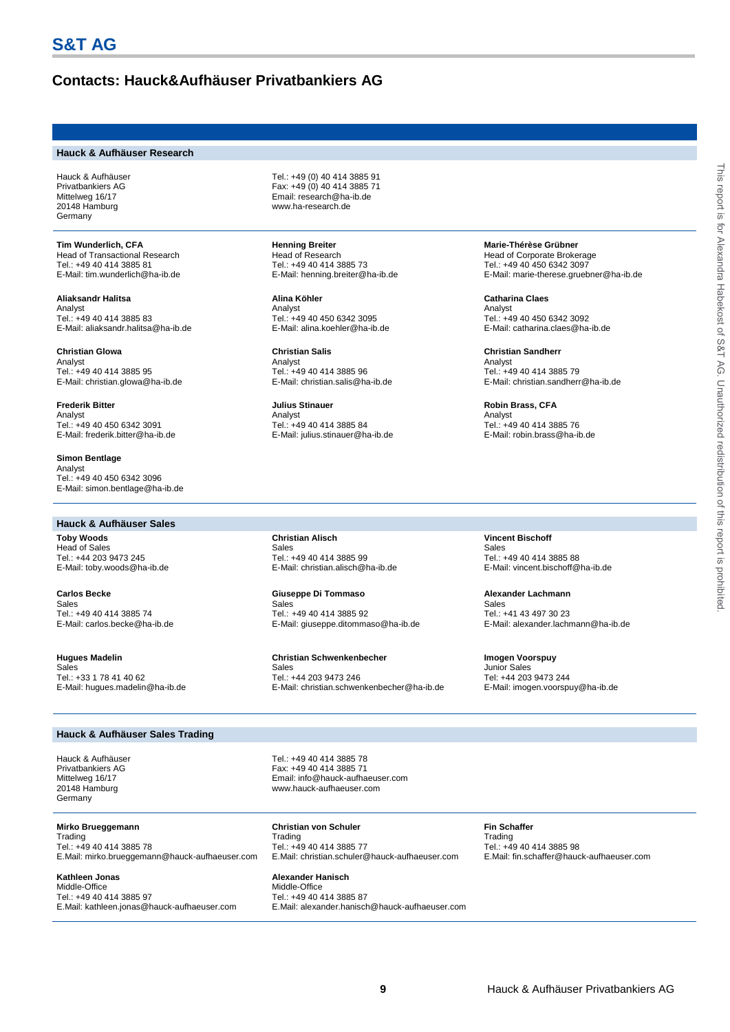# S&T AG

## Contacts: Hauck&Aufhäuser Privatbankiers AG

### Hauck & Aufhäuser Research

Hauck & Aufhäuser
Privatbankiers AG
Mittelweg 16/17
20148 Hamburg
Germany

Tel.: +49 (0) 40 414 3885 91
Fax: +49 (0) 40 414 3885 71
Email: research@ha-ib.de
www.ha-research.de

**Tim Wunderlich, CFA**
Head of Transactional Research
Tel.: +49 40 414 3885 81
E-Mail: tim.wunderlich@ha-ib.de

**Henning Breiter**
Head of Research
Tel.: +49 40 414 3885 73
E-Mail: henning.breiter@ha-ib.de

**Marie-Thérèse Grübner**
Head of Corporate Brokerage
Tel.: +49 40 450 6342 3097
E-Mail: marie-therese.gruebner@ha-ib.de

**Aliaksandr Halitsa**
Analyst
Tel.: +49 40 414 3885 83
E-Mail: aliaksandr.halitsa@ha-ib.de

**Alina Köhler**
Analyst
Tel.: +49 40 450 6342 3095
E-Mail: alina.koehler@ha-ib.de

**Catharina Claes**
Analyst
Tel.: +49 40 450 6342 3092
E-Mail: catharina.claes@ha-ib.de

**Christian Glowa**
Analyst
Tel.: +49 40 414 3885 95
E-Mail: christian.glowa@ha-ib.de

**Christian Salis**
Analyst
Tel.: +49 40 414 3885 96
E-Mail: christian.salis@ha-ib.de

**Christian Sandherr**
Analyst
Tel.: +49 40 414 3885 79
E-Mail: christian.sandherr@ha-ib.de

**Frederik Bitter**
Analyst
Tel.: +49 40 450 6342 3091
E-Mail: frederik.bitter@ha-ib.de

**Julius Stinauer**
Analyst
Tel.: +49 40 414 3885 84
E-Mail: julius.stinauer@ha-ib.de

**Robin Brass, CFA**
Analyst
Tel.: +49 40 414 3885 76
E-Mail: robin.brass@ha-ib.de

**Simon Bentlage**
Analyst
Tel.: +49 40 450 6342 3096
E-Mail: simon.bentlage@ha-ib.de

### Hauck & Aufhäuser Sales

**Toby Woods**
Head of Sales
Tel.: +44 203 9473 245
E-Mail: toby.woods@ha-ib.de

**Christian Alisch**
Sales
Tel.: +49 40 414 3885 99
E-Mail: christian.alisch@ha-ib.de

**Vincent Bischoff**
Sales
Tel.: +49 40 414 3885 88
E-Mail: vincent.bischoff@ha-ib.de

**Carlos Becke**
Sales
Tel.: +49 40 414 3885 74
E-Mail: carlos.becke@ha-ib.de

**Giuseppe Di Tommaso**
Sales
Tel.: +49 40 414 3885 92
E-Mail: giuseppe.ditommaso@ha-ib.de

**Alexander Lachmann**
Sales
Tel.: +41 43 497 30 23
E-Mail: alexander.lachmann@ha-ib.de

**Hugues Madelin**
Sales
Tel.: +33 1 78 41 40 62
E-Mail: hugues.madelin@ha-ib.de

**Christian Schwenkenbecher**
Sales
Tel.: +44 203 9473 246
E-Mail: christian.schwenkenbecher@ha-ib.de

**Imogen Voorspuy**
Junior Sales
Tel: +44 203 9473 244
E-Mail: imogen.voorspuy@ha-ib.de

### Hauck & Aufhäuser Sales Trading

Hauck & Aufhäuser
Privatbankiers AG
Mittelweg 16/17
20148 Hamburg
Germany

Tel.: +49 40 414 3885 78
Fax: +49 40 414 3885 71
Email: info@hauck-aufhaeuser.com
www.hauck-aufhaeuser.com

**Mirko Brueggemann**
Trading
Tel.: +49 40 414 3885 78
E.Mail: mirko.brueggemann@hauck-aufhaeuser.com

**Christian von Schuler**
Trading
Tel.: +49 40 414 3885 77
E.Mail: christian.schuler@hauck-aufhaeuser.com

**Fin Schaffer**
Trading
Tel.: +49 40 414 3885 98
E.Mail: fin.schaffer@hauck-aufhaeuser.com

**Kathleen Jonas**
Middle-Office
Tel.: +49 40 414 3885 97
E.Mail: kathleen.jonas@hauck-aufhaeuser.com

**Alexander Hanisch**
Middle-Office
Tel.: +49 40 414 3885 87
E.Mail: alexander.hanisch@hauck-aufhaeuser.com